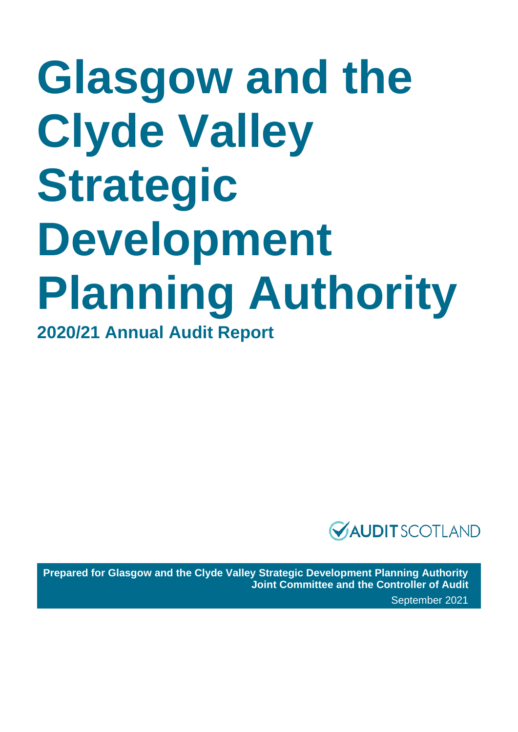# Glasgow and the Clyde Valley Strategic Development Planning Authority

## 2020/21 Annual Audit Report

AUDIT SCOTLAND

**Prepared for Glasgow and the Clyde Valley Strategic Development Planning Authority Joint Committee and the Controller of Audit**

September 2021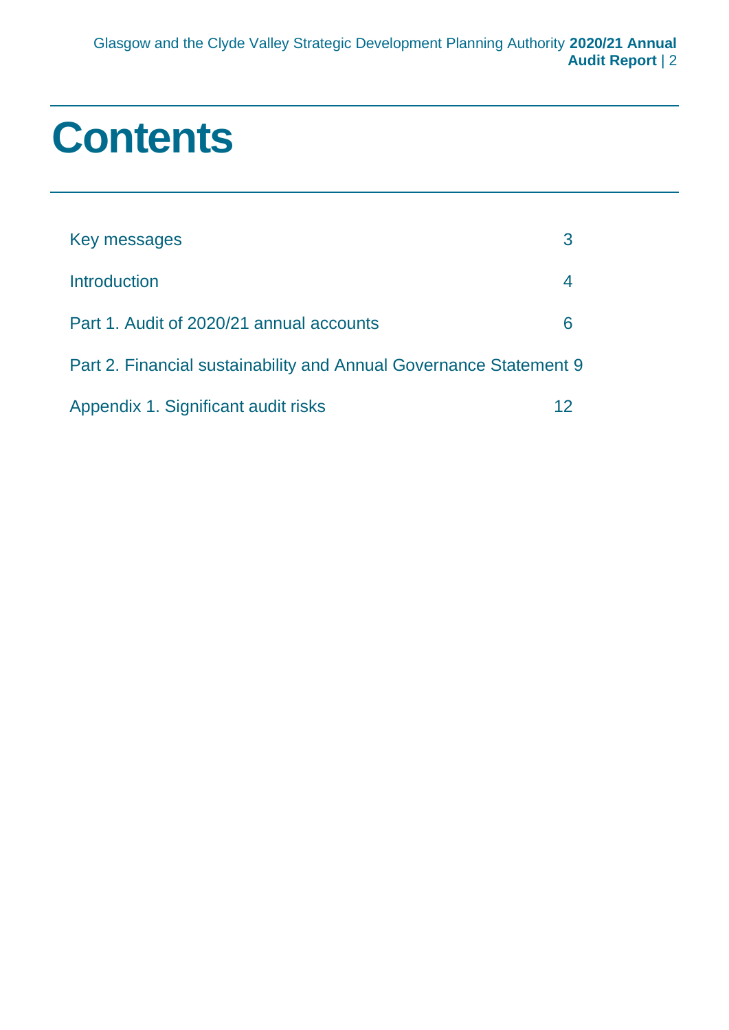# Contents

Key messages 3

Introduction 4

Part 1. Audit of 2020/21 annual accounts 6

Part 2. Financial sustainability and Annual Governance Statement 9

Appendix 1. Significant audit risks 12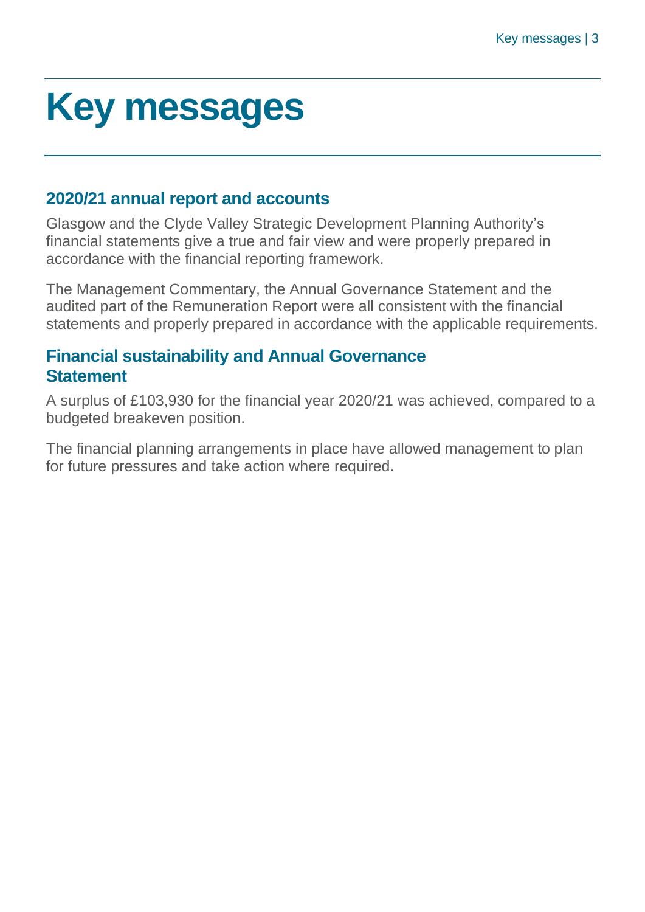# Key messages

## 2020/21 annual report and accounts

Glasgow and the Clyde Valley Strategic Development Planning Authority's financial statements give a true and fair view and were properly prepared in accordance with the financial reporting framework.

The Management Commentary, the Annual Governance Statement and the audited part of the Remuneration Report were all consistent with the financial statements and properly prepared in accordance with the applicable requirements.

## Financial sustainability and Annual Governance Statement

A surplus of £103,930 for the financial year 2020/21 was achieved, compared to a budgeted breakeven position.

The financial planning arrangements in place have allowed management to plan for future pressures and take action where required.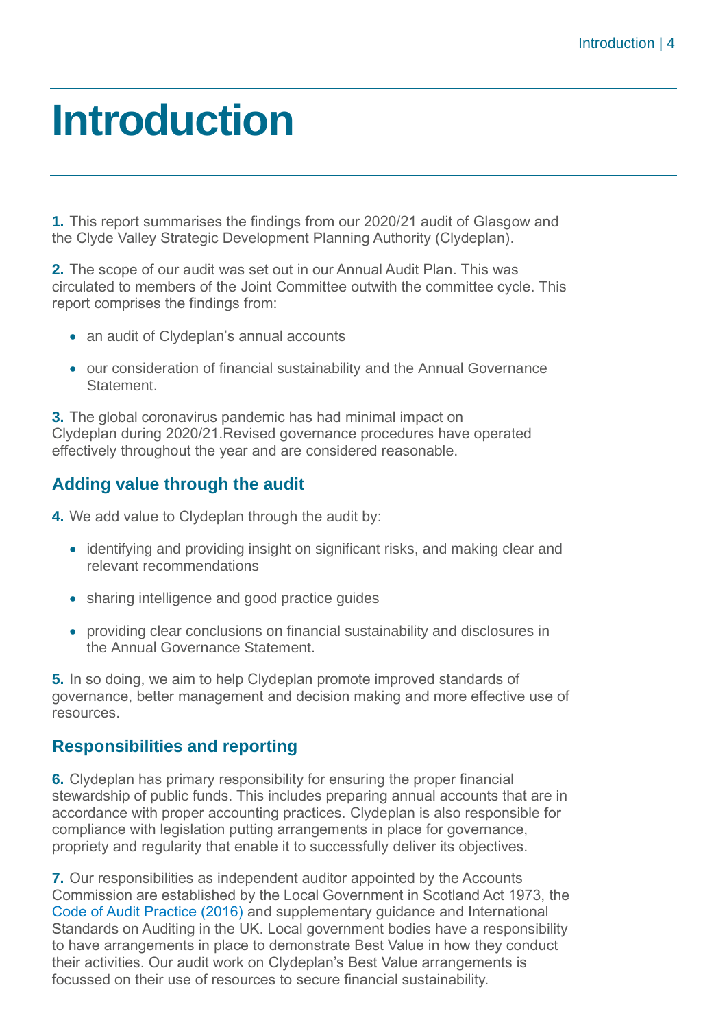# Introduction

**1.** This report summarises the findings from our 2020/21 audit of Glasgow and the Clyde Valley Strategic Development Planning Authority (Clydeplan).

**2.** The scope of our audit was set out in our Annual Audit Plan. This was circulated to members of the Joint Committee outwith the committee cycle. This report comprises the findings from:

- an audit of Clydeplan's annual accounts
- our consideration of financial sustainability and the Annual Governance Statement.

**3.** The global coronavirus pandemic has had minimal impact on Clydeplan during 2020/21.Revised governance procedures have operated effectively throughout the year and are considered reasonable.

## Adding value through the audit

**4.** We add value to Clydeplan through the audit by:

- identifying and providing insight on significant risks, and making clear and relevant recommendations
- sharing intelligence and good practice guides
- providing clear conclusions on financial sustainability and disclosures in the Annual Governance Statement.

**5.** In so doing, we aim to help Clydeplan promote improved standards of governance, better management and decision making and more effective use of resources.

## Responsibilities and reporting

**6.** Clydeplan has primary responsibility for ensuring the proper financial stewardship of public funds. This includes preparing annual accounts that are in accordance with proper accounting practices. Clydeplan is also responsible for compliance with legislation putting arrangements in place for governance, propriety and regularity that enable it to successfully deliver its objectives.

**7.** Our responsibilities as independent auditor appointed by the Accounts Commission are established by the Local Government in Scotland Act 1973, the Code of Audit Practice (2016) and supplementary guidance and International Standards on Auditing in the UK. Local government bodies have a responsibility to have arrangements in place to demonstrate Best Value in how they conduct their activities. Our audit work on Clydeplan's Best Value arrangements is focussed on their use of resources to secure financial sustainability.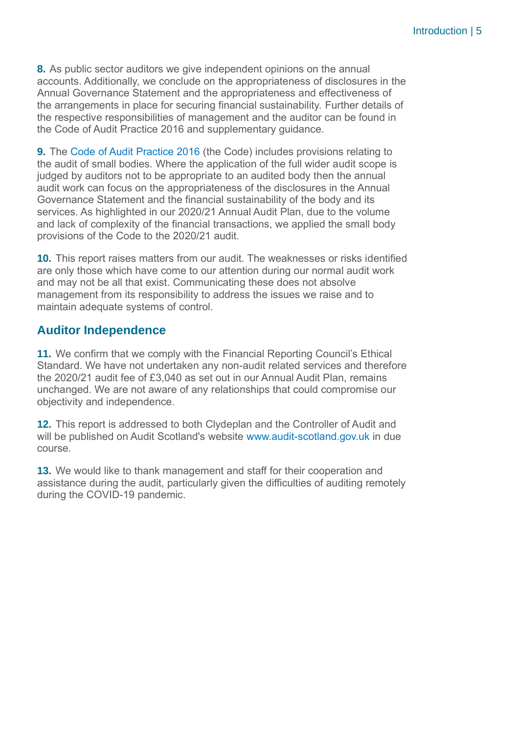**8.** As public sector auditors we give independent opinions on the annual accounts. Additionally, we conclude on the appropriateness of disclosures in the Annual Governance Statement and the appropriateness and effectiveness of the arrangements in place for securing financial sustainability. Further details of the respective responsibilities of management and the auditor can be found in the Code of Audit Practice 2016 and supplementary guidance.

**9.** The Code of Audit Practice 2016 (the Code) includes provisions relating to the audit of small bodies. Where the application of the full wider audit scope is judged by auditors not to be appropriate to an audited body then the annual audit work can focus on the appropriateness of the disclosures in the Annual Governance Statement and the financial sustainability of the body and its services. As highlighted in our 2020/21 Annual Audit Plan, due to the volume and lack of complexity of the financial transactions, we applied the small body provisions of the Code to the 2020/21 audit.

**10.** This report raises matters from our audit. The weaknesses or risks identified are only those which have come to our attention during our normal audit work and may not be all that exist. Communicating these does not absolve management from its responsibility to address the issues we raise and to maintain adequate systems of control.

## Auditor Independence

**11.** We confirm that we comply with the Financial Reporting Council's Ethical Standard. We have not undertaken any non-audit related services and therefore the 2020/21 audit fee of £3,040 as set out in our Annual Audit Plan, remains unchanged. We are not aware of any relationships that could compromise our objectivity and independence.

**12.** This report is addressed to both Clydeplan and the Controller of Audit and will be published on Audit Scotland's website www.audit-scotland.gov.uk in due course.

**13.** We would like to thank management and staff for their cooperation and assistance during the audit, particularly given the difficulties of auditing remotely during the COVID-19 pandemic.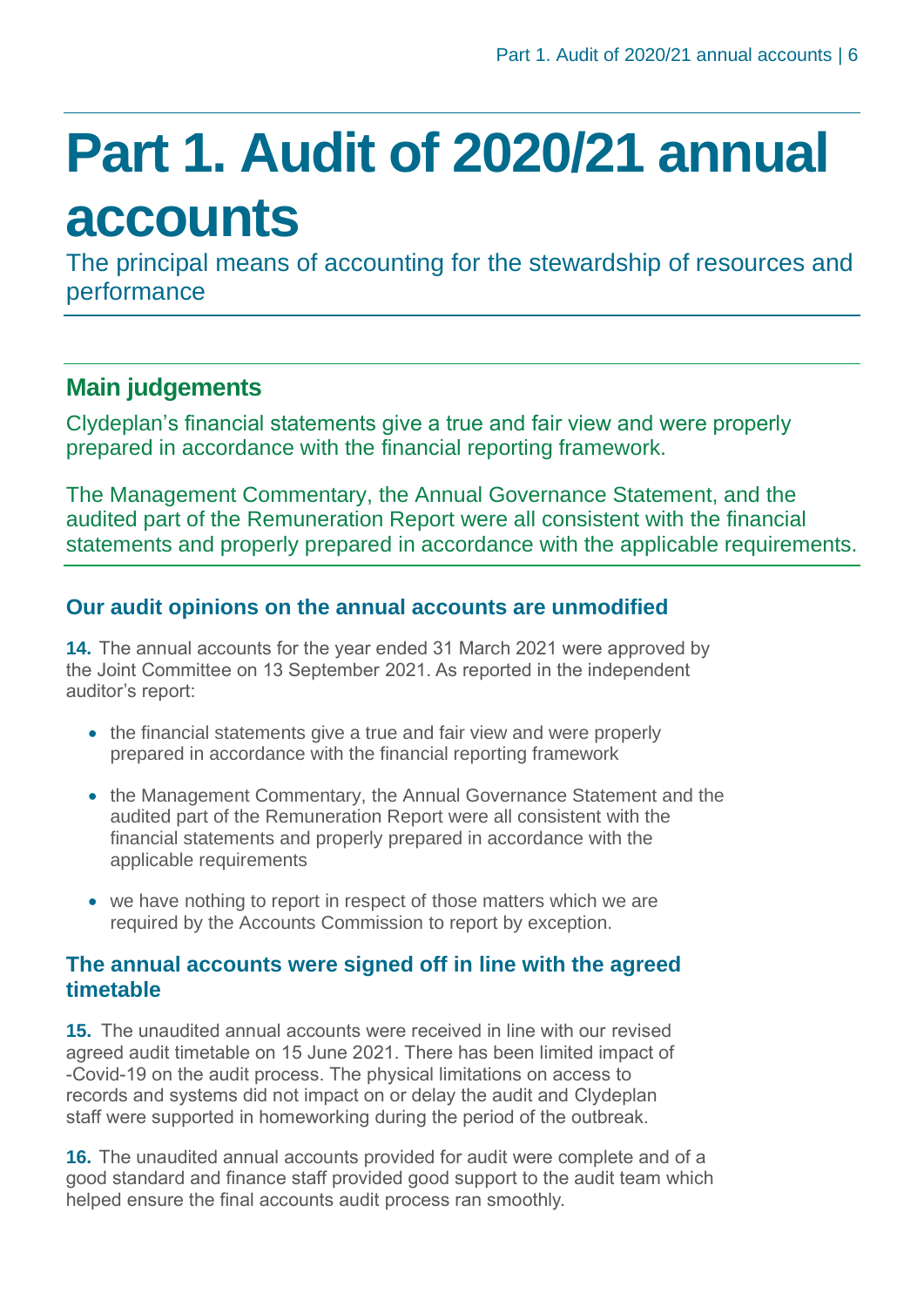# Part 1. Audit of 2020/21 annual accounts

The principal means of accounting for the stewardship of resources and performance

## Main judgements

Clydeplan's financial statements give a true and fair view and were properly prepared in accordance with the financial reporting framework.

The Management Commentary, the Annual Governance Statement, and the audited part of the Remuneration Report were all consistent with the financial statements and properly prepared in accordance with the applicable requirements.

### Our audit opinions on the annual accounts are unmodified

**14.** The annual accounts for the year ended 31 March 2021 were approved by the Joint Committee on 13 September 2021. As reported in the independent auditor's report:

- the financial statements give a true and fair view and were properly prepared in accordance with the financial reporting framework
- the Management Commentary, the Annual Governance Statement and the audited part of the Remuneration Report were all consistent with the financial statements and properly prepared in accordance with the applicable requirements
- we have nothing to report in respect of those matters which we are required by the Accounts Commission to report by exception.

### The annual accounts were signed off in line with the agreed timetable

**15.** The unaudited annual accounts were received in line with our revised agreed audit timetable on 15 June 2021. There has been limited impact of -Covid-19 on the audit process. The physical limitations on access to records and systems did not impact on or delay the audit and Clydeplan staff were supported in homeworking during the period of the outbreak.

**16.** The unaudited annual accounts provided for audit were complete and of a good standard and finance staff provided good support to the audit team which helped ensure the final accounts audit process ran smoothly.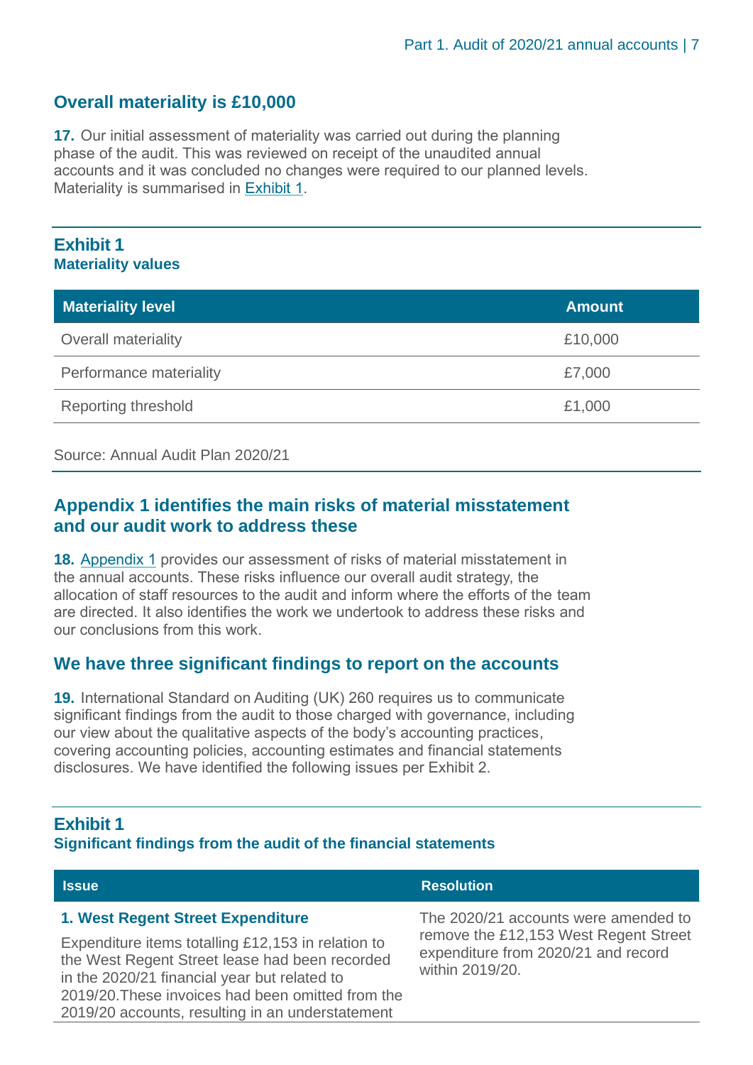## Overall materiality is £10,000

**17.** Our initial assessment of materiality was carried out during the planning phase of the audit. This was reviewed on receipt of the unaudited annual accounts and it was concluded no changes were required to our planned levels. Materiality is summarised in Exhibit 1.

### Exhibit 1
**Materiality values**

| Materiality level | Amount |
| --- | --- |
| Overall materiality | £10,000 |
| Performance materiality | £7,000 |
| Reporting threshold | £1,000 |

Source: Annual Audit Plan 2020/21

## Appendix 1 identifies the main risks of material misstatement and our audit work to address these

**18.** Appendix 1 provides our assessment of risks of material misstatement in the annual accounts. These risks influence our overall audit strategy, the allocation of staff resources to the audit and inform where the efforts of the team are directed. It also identifies the work we undertook to address these risks and our conclusions from this work.

## We have three significant findings to report on the accounts

**19.** International Standard on Auditing (UK) 260 requires us to communicate significant findings from the audit to those charged with governance, including our view about the qualitative aspects of the body's accounting practices, covering accounting policies, accounting estimates and financial statements disclosures. We have identified the following issues per Exhibit 2.

### Exhibit 1
**Significant findings from the audit of the financial statements**

| Issue | Resolution |
| --- | --- |
| **1. West Regent Street Expenditure**<br><br>Expenditure items totalling £12,153 in relation to the West Regent Street lease had been recorded in the 2020/21 financial year but related to 2019/20.These invoices had been omitted from the 2019/20 accounts, resulting in an understatement | The 2020/21 accounts were amended to remove the £12,153 West Regent Street expenditure from 2020/21 and record within 2019/20. |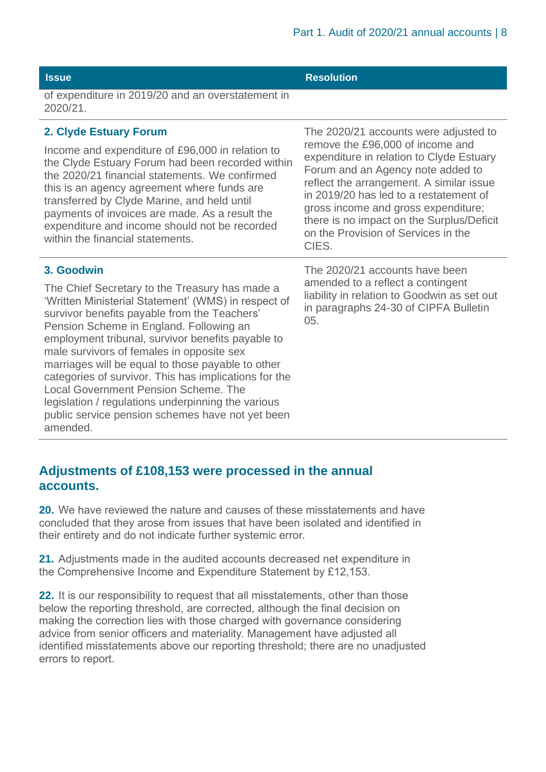| Issue | Resolution |
|---|---|
| of expenditure in 2019/20 and an overstatement in 2020/21. | |
| **2. Clyde Estuary Forum**<br><br>Income and expenditure of £96,000 in relation to the Clyde Estuary Forum had been recorded within the 2020/21 financial statements. We confirmed this is an agency agreement where funds are transferred by Clyde Marine, and held until payments of invoices are made. As a result the expenditure and income should not be recorded within the financial statements. | The 2020/21 accounts were adjusted to remove the £96,000 of income and expenditure in relation to Clyde Estuary Forum and an Agency note added to reflect the arrangement. A similar issue in 2019/20 has led to a restatement of gross income and gross expenditure; there is no impact on the Surplus/Deficit on the Provision of Services in the CIES. |
| **3. Goodwin**<br><br>The Chief Secretary to the Treasury has made a 'Written Ministerial Statement' (WMS) in respect of survivor benefits payable from the Teachers' Pension Scheme in England. Following an employment tribunal, survivor benefits payable to male survivors of females in opposite sex marriages will be equal to those payable to other categories of survivor. This has implications for the Local Government Pension Scheme. The legislation / regulations underpinning the various public service pension schemes have not yet been amended. | The 2020/21 accounts have been amended to a reflect a contingent liability in relation to Goodwin as set out in paragraphs 24-30 of CIPFA Bulletin 05. |

## Adjustments of £108,153 were processed in the annual accounts.

**20.** We have reviewed the nature and causes of these misstatements and have concluded that they arose from issues that have been isolated and identified in their entirety and do not indicate further systemic error.

**21.** Adjustments made in the audited accounts decreased net expenditure in the Comprehensive Income and Expenditure Statement by £12,153.

**22.** It is our responsibility to request that all misstatements, other than those below the reporting threshold, are corrected, although the final decision on making the correction lies with those charged with governance considering advice from senior officers and materiality. Management have adjusted all identified misstatements above our reporting threshold; there are no unadjusted errors to report.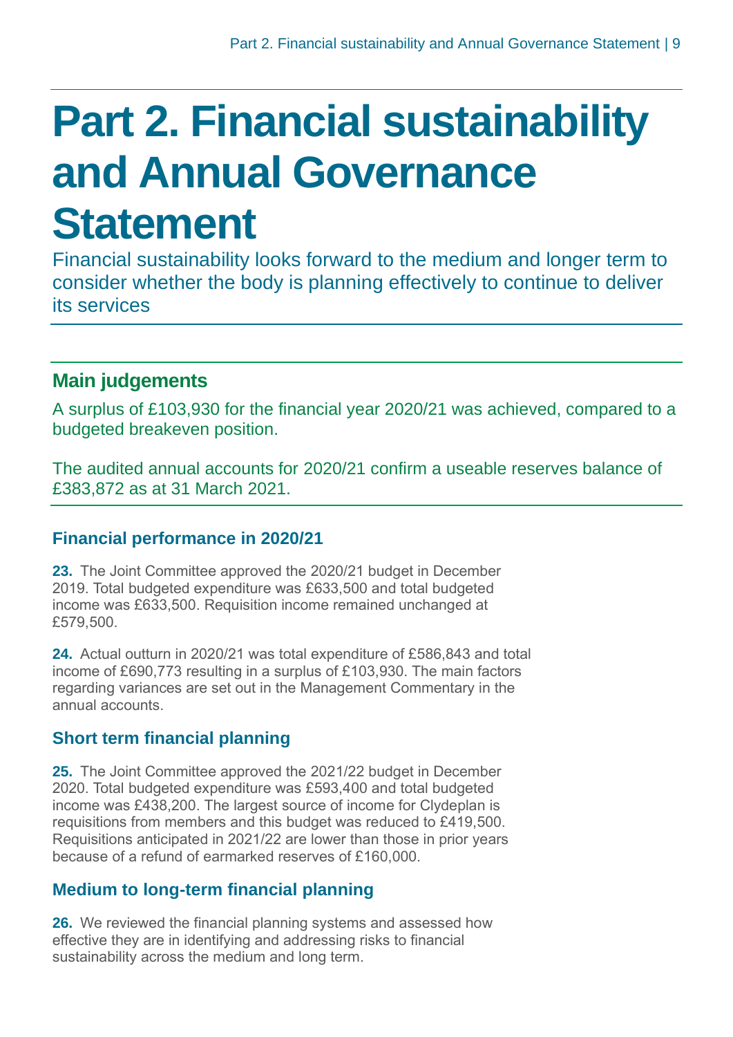# Part 2. Financial sustainability and Annual Governance Statement

Financial sustainability looks forward to the medium and longer term to consider whether the body is planning effectively to continue to deliver its services

## Main judgements

A surplus of £103,930 for the financial year 2020/21 was achieved, compared to a budgeted breakeven position.

The audited annual accounts for 2020/21 confirm a useable reserves balance of £383,872 as at 31 March 2021.

### Financial performance in 2020/21

**23.** The Joint Committee approved the 2020/21 budget in December 2019. Total budgeted expenditure was £633,500 and total budgeted income was £633,500. Requisition income remained unchanged at £579,500.

**24.** Actual outturn in 2020/21 was total expenditure of £586,843 and total income of £690,773 resulting in a surplus of £103,930. The main factors regarding variances are set out in the Management Commentary in the annual accounts.

### Short term financial planning

**25.** The Joint Committee approved the 2021/22 budget in December 2020. Total budgeted expenditure was £593,400 and total budgeted income was £438,200. The largest source of income for Clydeplan is requisitions from members and this budget was reduced to £419,500. Requisitions anticipated in 2021/22 are lower than those in prior years because of a refund of earmarked reserves of £160,000.

### Medium to long-term financial planning

**26.** We reviewed the financial planning systems and assessed how effective they are in identifying and addressing risks to financial sustainability across the medium and long term.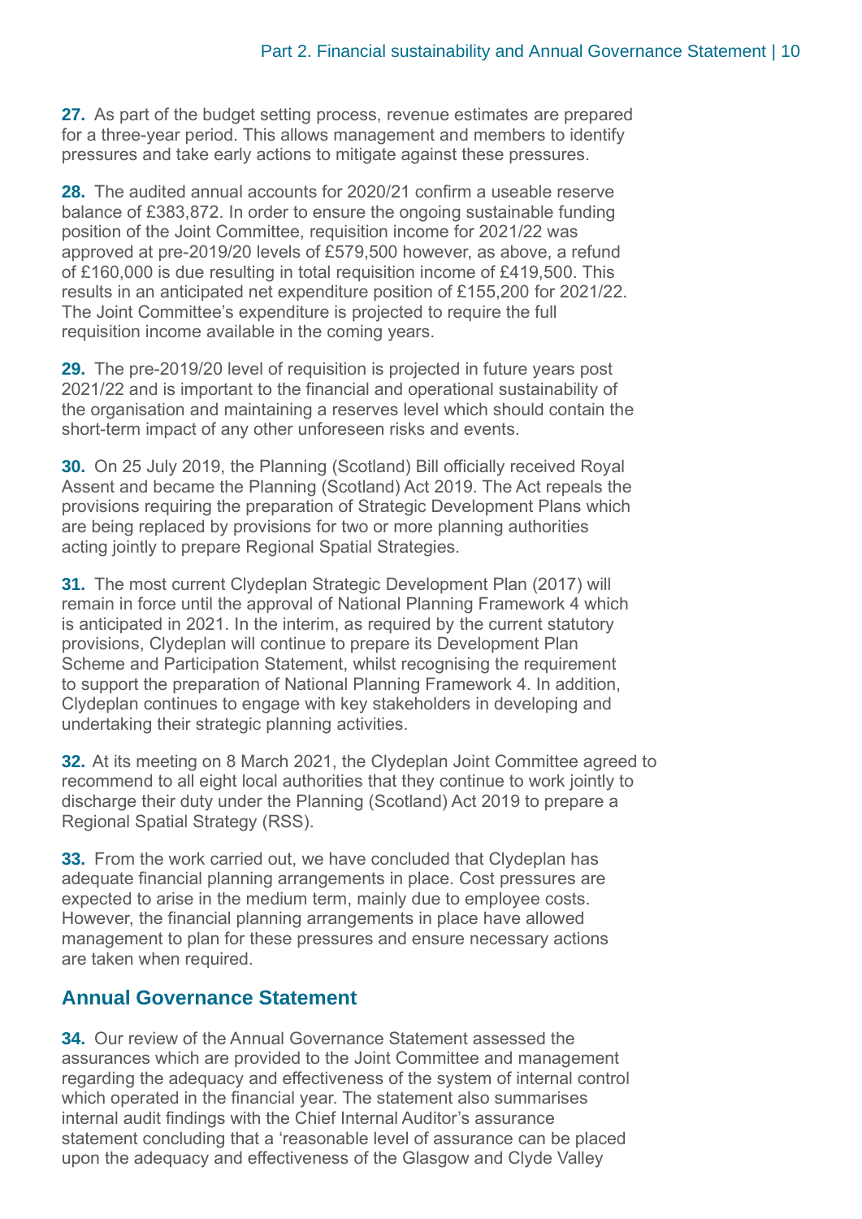**27.** As part of the budget setting process, revenue estimates are prepared for a three-year period. This allows management and members to identify pressures and take early actions to mitigate against these pressures.

**28.** The audited annual accounts for 2020/21 confirm a useable reserve balance of £383,872. In order to ensure the ongoing sustainable funding position of the Joint Committee, requisition income for 2021/22 was approved at pre-2019/20 levels of £579,500 however, as above, a refund of £160,000 is due resulting in total requisition income of £419,500. This results in an anticipated net expenditure position of £155,200 for 2021/22. The Joint Committee's expenditure is projected to require the full requisition income available in the coming years.

**29.** The pre-2019/20 level of requisition is projected in future years post 2021/22 and is important to the financial and operational sustainability of the organisation and maintaining a reserves level which should contain the short-term impact of any other unforeseen risks and events.

**30.** On 25 July 2019, the Planning (Scotland) Bill officially received Royal Assent and became the Planning (Scotland) Act 2019. The Act repeals the provisions requiring the preparation of Strategic Development Plans which are being replaced by provisions for two or more planning authorities acting jointly to prepare Regional Spatial Strategies.

**31.** The most current Clydeplan Strategic Development Plan (2017) will remain in force until the approval of National Planning Framework 4 which is anticipated in 2021. In the interim, as required by the current statutory provisions, Clydeplan will continue to prepare its Development Plan Scheme and Participation Statement, whilst recognising the requirement to support the preparation of National Planning Framework 4. In addition, Clydeplan continues to engage with key stakeholders in developing and undertaking their strategic planning activities.

**32.** At its meeting on 8 March 2021, the Clydeplan Joint Committee agreed to recommend to all eight local authorities that they continue to work jointly to discharge their duty under the Planning (Scotland) Act 2019 to prepare a Regional Spatial Strategy (RSS).

**33.** From the work carried out, we have concluded that Clydeplan has adequate financial planning arrangements in place. Cost pressures are expected to arise in the medium term, mainly due to employee costs. However, the financial planning arrangements in place have allowed management to plan for these pressures and ensure necessary actions are taken when required.

## Annual Governance Statement

**34.** Our review of the Annual Governance Statement assessed the assurances which are provided to the Joint Committee and management regarding the adequacy and effectiveness of the system of internal control which operated in the financial year. The statement also summarises internal audit findings with the Chief Internal Auditor's assurance statement concluding that a 'reasonable level of assurance can be placed upon the adequacy and effectiveness of the Glasgow and Clyde Valley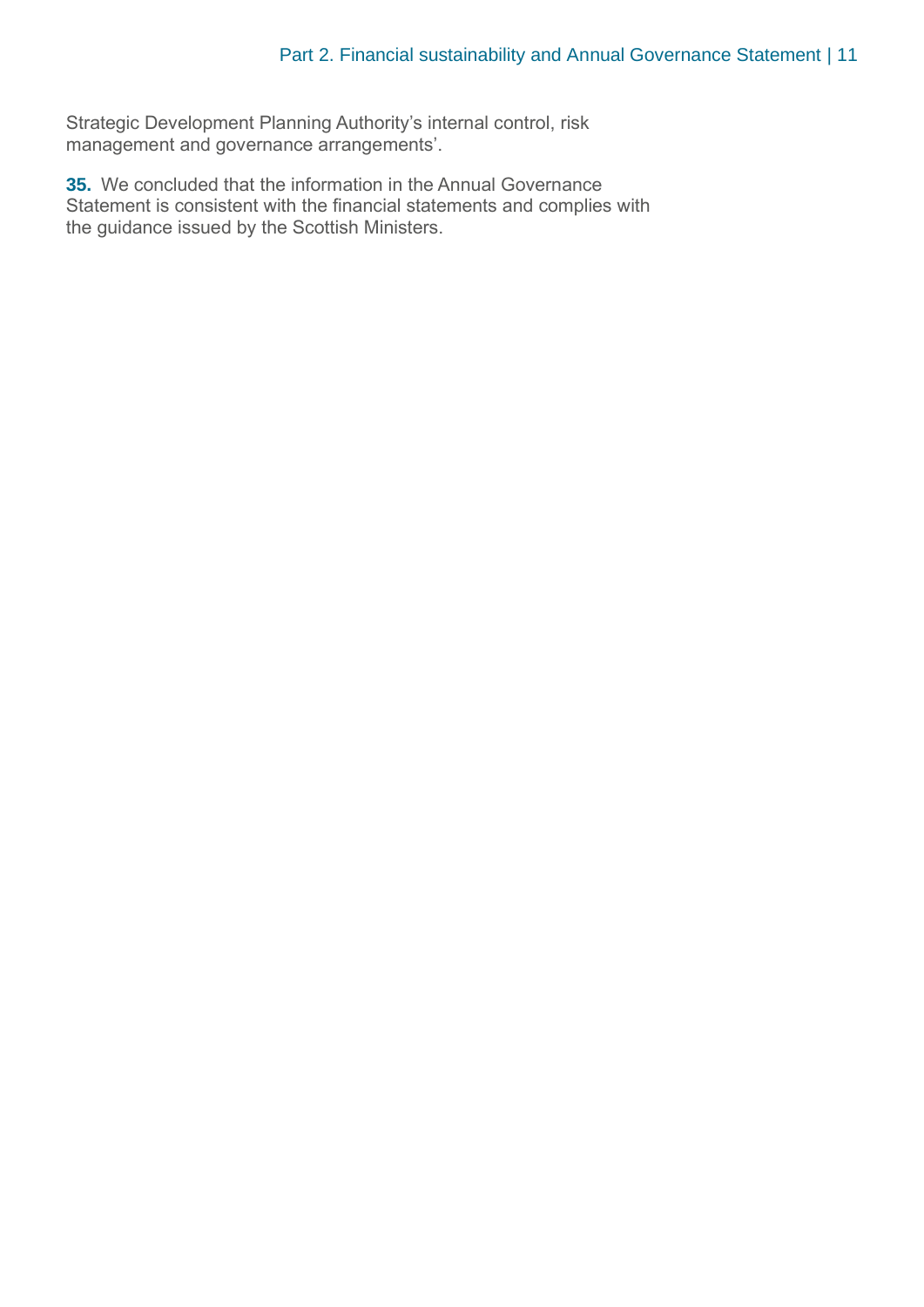Strategic Development Planning Authority's internal control, risk management and governance arrangements'.

**35.** We concluded that the information in the Annual Governance Statement is consistent with the financial statements and complies with the guidance issued by the Scottish Ministers.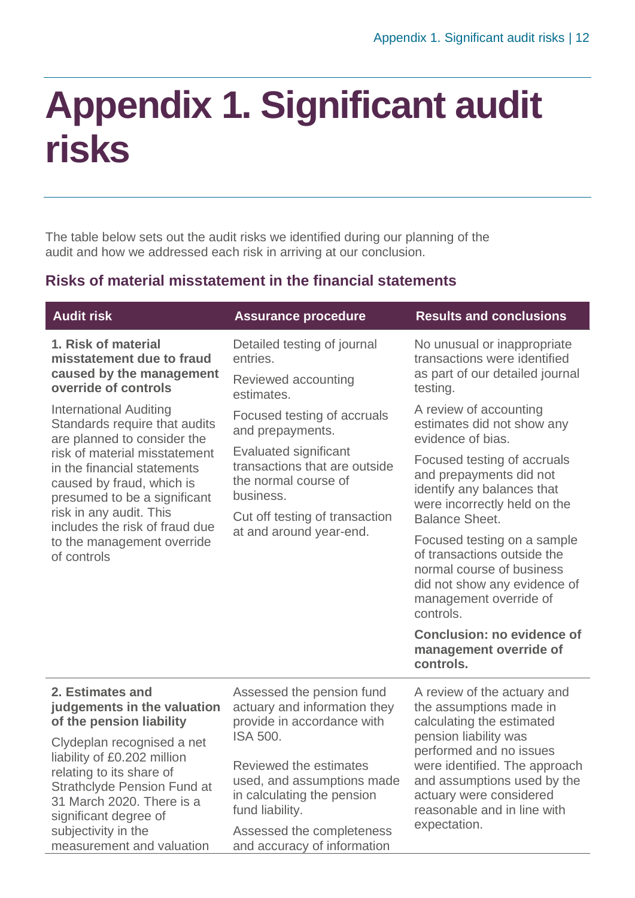# Appendix 1. Significant audit risks

The table below sets out the audit risks we identified during our planning of the audit and how we addressed each risk in arriving at our conclusion.

## Risks of material misstatement in the financial statements

| Audit risk | Assurance procedure | Results and conclusions |
|---|---|---|
| **1. Risk of material misstatement due to fraud caused by the management override of controls**<br><br>International Auditing Standards require that audits are planned to consider the risk of material misstatement in the financial statements caused by fraud, which is presumed to be a significant risk in any audit. This includes the risk of fraud due to the management override of controls | Detailed testing of journal entries.<br><br>Reviewed accounting estimates.<br><br>Focused testing of accruals and prepayments.<br><br>Evaluated significant transactions that are outside the normal course of business.<br><br>Cut off testing of transaction at and around year-end. | No unusual or inappropriate transactions were identified as part of our detailed journal testing.<br><br>A review of accounting estimates did not show any evidence of bias.<br><br>Focused testing of accruals and prepayments did not identify any balances that were incorrectly held on the Balance Sheet.<br><br>Focused testing on a sample of transactions outside the normal course of business did not show any evidence of management override of controls.<br><br>**Conclusion: no evidence of management override of controls.** |
| **2. Estimates and judgements in the valuation of the pension liability**<br><br>Clydeplan recognised a net liability of £0.202 million relating to its share of Strathclyde Pension Fund at 31 March 2020. There is a significant degree of subjectivity in the measurement and valuation | Assessed the pension fund actuary and information they provide in accordance with ISA 500.<br><br>Reviewed the estimates used, and assumptions made in calculating the pension fund liability.<br><br>Assessed the completeness and accuracy of information | A review of the actuary and the assumptions made in calculating the estimated pension liability was performed and no issues were identified. The approach and assumptions used by the actuary were considered reasonable and in line with expectation. |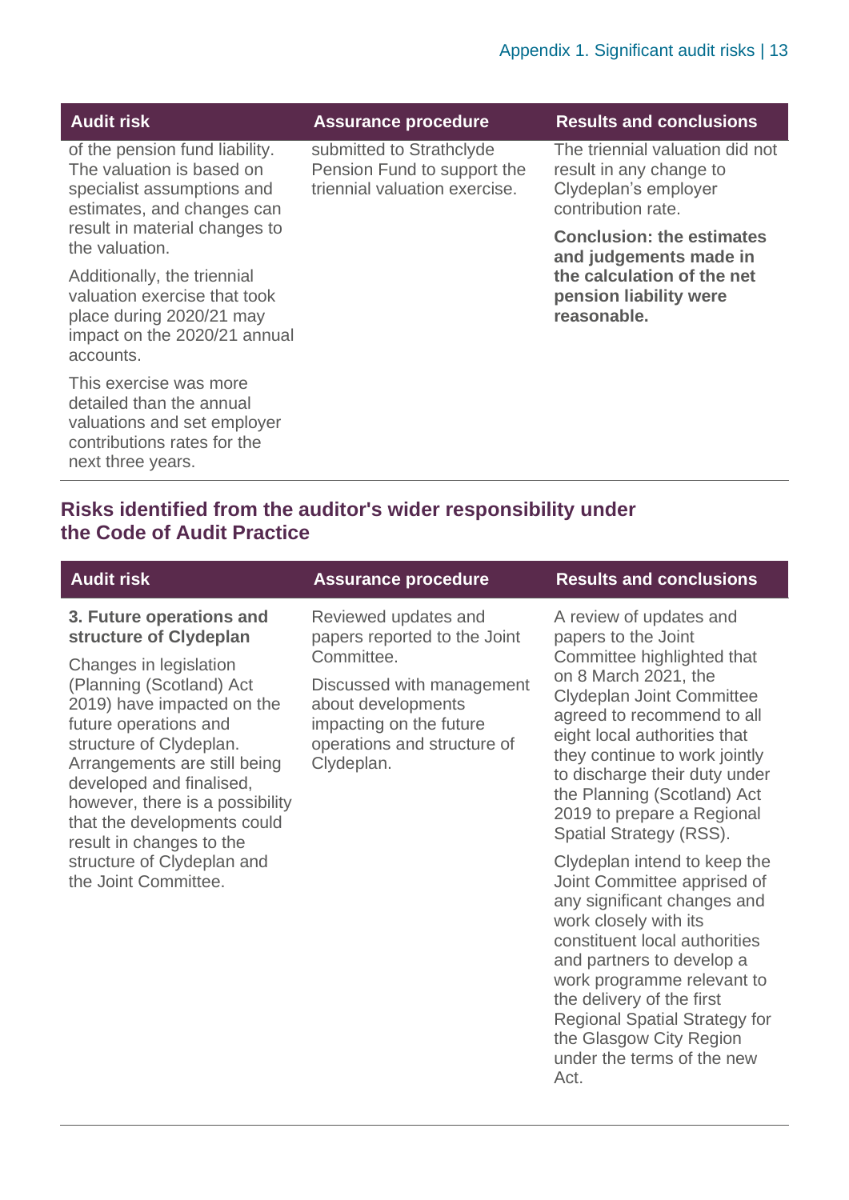| Audit risk | Assurance procedure | Results and conclusions |
|---|---|---|
| of the pension fund liability. The valuation is based on specialist assumptions and estimates, and changes can result in material changes to the valuation.<br><br>Additionally, the triennial valuation exercise that took place during 2020/21 may impact on the 2020/21 annual accounts.<br><br>This exercise was more detailed than the annual valuations and set employer contributions rates for the next three years. | submitted to Strathclyde Pension Fund to support the triennial valuation exercise. | The triennial valuation did not result in any change to Clydeplan's employer contribution rate.<br><br>**Conclusion: the estimates and judgements made in the calculation of the net pension liability were reasonable.** |

## Risks identified from the auditor's wider responsibility under the Code of Audit Practice

| Audit risk | Assurance procedure | Results and conclusions |
|---|---|---|
| **3. Future operations and structure of Clydeplan**<br><br>Changes in legislation (Planning (Scotland) Act 2019) have impacted on the future operations and structure of Clydeplan. Arrangements are still being developed and finalised, however, there is a possibility that the developments could result in changes to the structure of Clydeplan and the Joint Committee. | Reviewed updates and papers reported to the Joint Committee.<br><br>Discussed with management about developments impacting on the future operations and structure of Clydeplan. | A review of updates and papers to the Joint Committee highlighted that on 8 March 2021, the Clydeplan Joint Committee agreed to recommend to all eight local authorities that they continue to work jointly to discharge their duty under the Planning (Scotland) Act 2019 to prepare a Regional Spatial Strategy (RSS).<br><br>Clydeplan intend to keep the Joint Committee apprised of any significant changes and work closely with its constituent local authorities and partners to develop a work programme relevant to the delivery of the first Regional Spatial Strategy for the Glasgow City Region under the terms of the new Act. |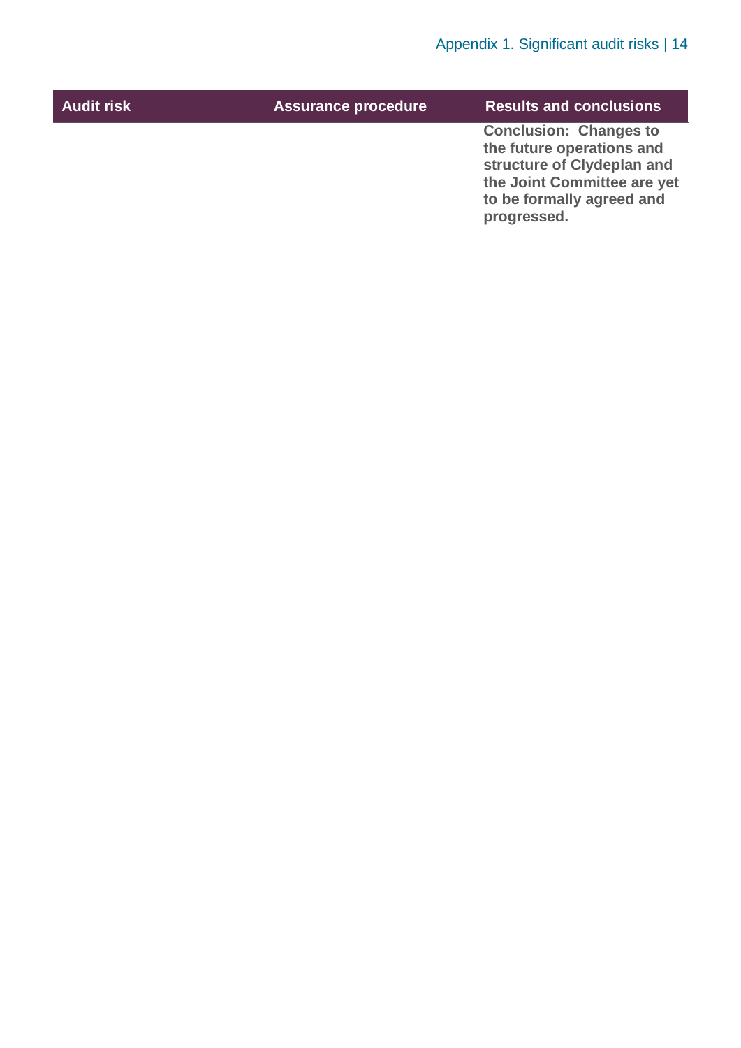| Audit risk | Assurance procedure | Results and conclusions |
| --- | --- | --- |
| | | **Conclusion: Changes to the future operations and structure of Clydeplan and the Joint Committee are yet to be formally agreed and progressed.** |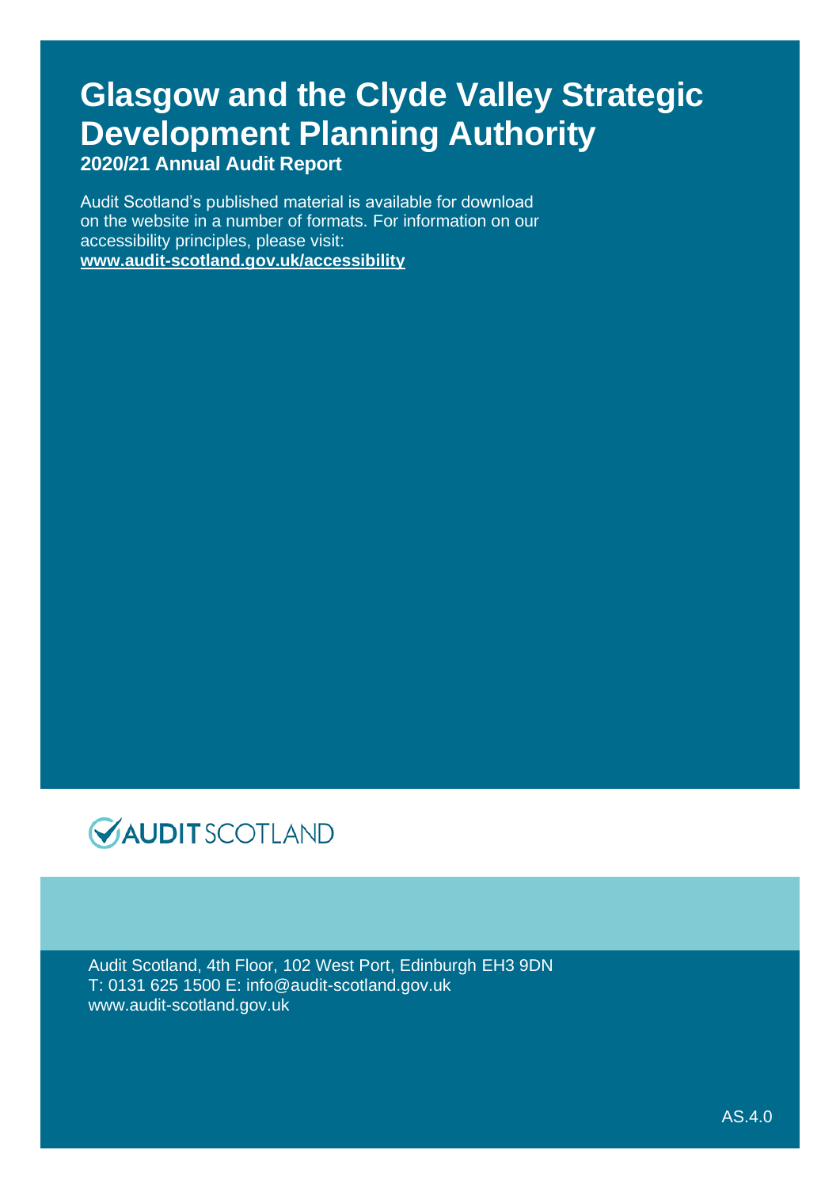# Glasgow and the Clyde Valley Strategic Development Planning Authority

**2020/21 Annual Audit Report**

Audit Scotland's published material is available for download on the website in a number of formats. For information on our accessibility principles, please visit:
**www.audit-scotland.gov.uk/accessibility**

AUDIT SCOTLAND

Audit Scotland, 4th Floor, 102 West Port, Edinburgh EH3 9DN
T: 0131 625 1500 E: info@audit-scotland.gov.uk
www.audit-scotland.gov.uk

AS.4.0